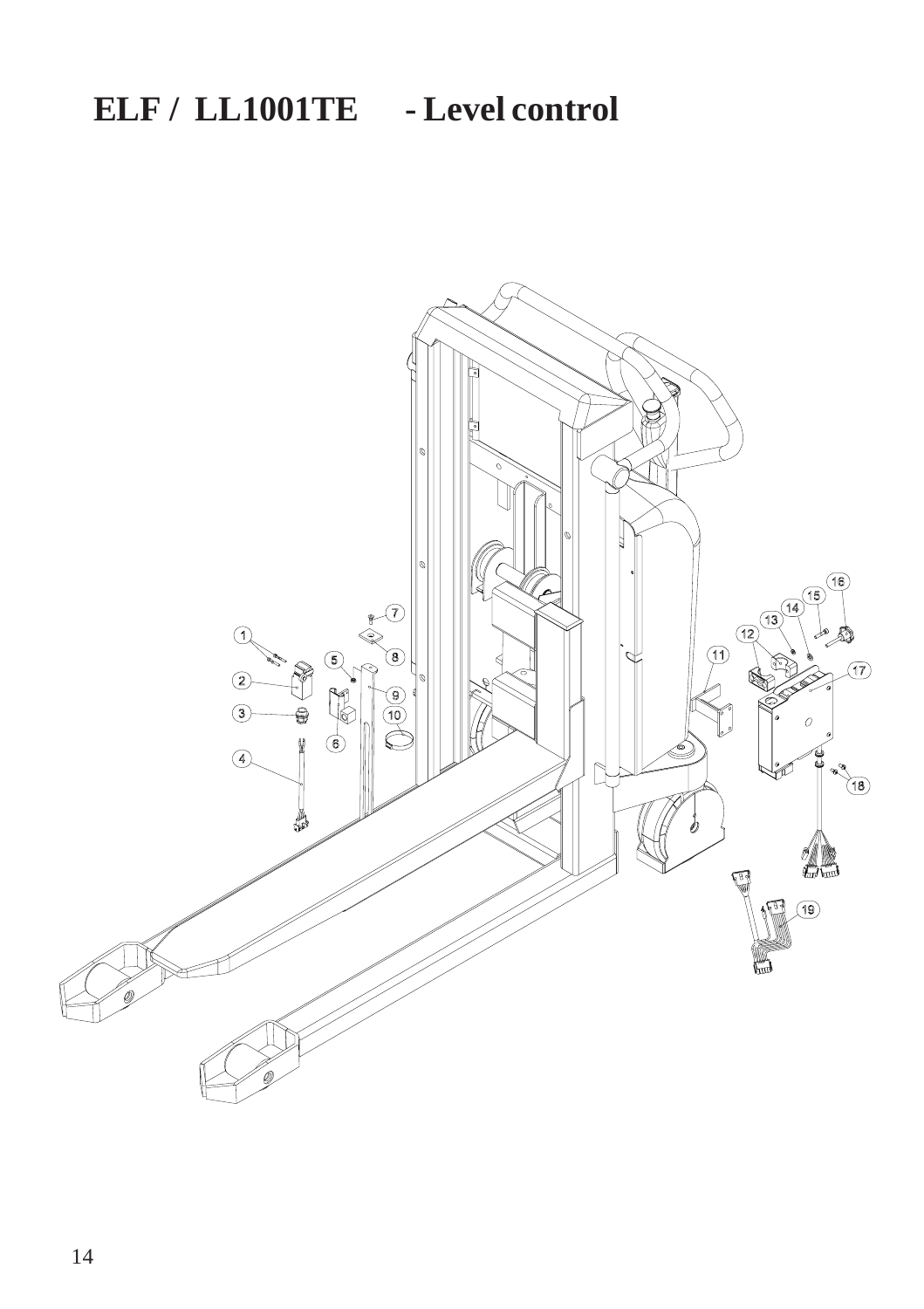# ELF / LL1001TE - Level control

1
2
3
4
5
6
7
8
9
10
11
12
13
14
15
16
17
18
19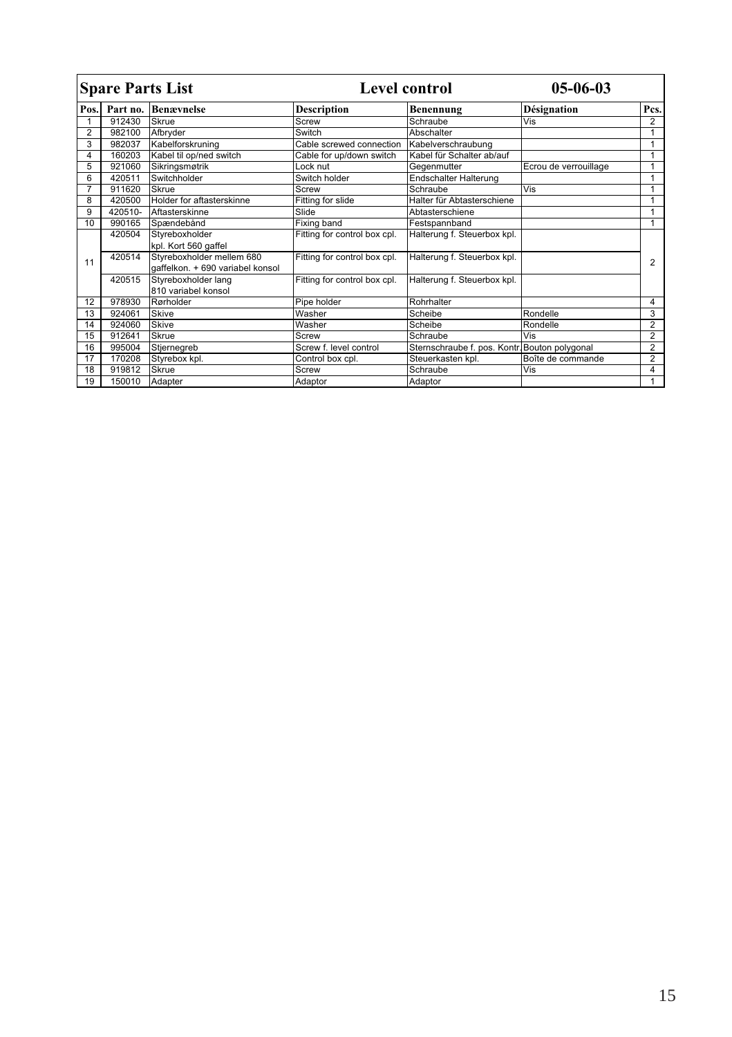## Spare Parts List — Level control — 05-06-03

| Pos. | Part no. | Benævnelse | Description | Benennung | Désignation | Pcs. |
|---|---|---|---|---|---|---|
| 1 | 912430 | Skrue | Screw | Schraube | Vis | 2 |
| 2 | 982100 | Afbryder | Switch | Abschalter | | 1 |
| 3 | 982037 | Kabelforskruning | Cable screwed connection | Kabelverschraubung | | 1 |
| 4 | 160203 | Kabel til op/ned switch | Cable for up/down switch | Kabel für Schalter ab/auf | | 1 |
| 5 | 921060 | Sikringsmøtrik | Lock nut | Gegenmutter | Ecrou de verrouillage | 1 |
| 6 | 420511 | Switchholder | Switch holder | Endschalter Halterung | | 1 |
| 7 | 911620 | Skrue | Screw | Schraube | Vis | 1 |
| 8 | 420500 | Holder for aftasterskinne | Fitting for slide | Halter für Abtasterschiene | | 1 |
| 9 | 420510- | Aftasterskinne | Slide | Abtasterschiene | | 1 |
| 10 | 990165 | Spændebånd | Fixing band | Festspannband | | 1 |
| 11 | 420504 | Styreboxholder kpl. Kort 560 gaffel | Fitting for control box cpl. | Halterung f. Steuerbox kpl. | | 2 |
| | 420514 | Styreboxholder mellem 680 gaffelkon. + 690 variabel konsol | Fitting for control box cpl. | Halterung f. Steuerbox kpl. | | |
| | 420515 | Styreboxholder lang 810 variabel konsol | Fitting for control box cpl. | Halterung f. Steuerbox kpl. | | |
| 12 | 978930 | Rørholder | Pipe holder | Rohrhalter | | 4 |
| 13 | 924061 | Skive | Washer | Scheibe | Rondelle | 3 |
| 14 | 924060 | Skive | Washer | Scheibe | Rondelle | 2 |
| 15 | 912641 | Skrue | Screw | Schraube | Vis | 2 |
| 16 | 995004 | Stjernegreb | Screw f. level control | Sternschraube f. pos. Kontr. | Bouton polygonal | 2 |
| 17 | 170208 | Styrebox kpl. | Control box cpl. | Steuerkasten kpl. | Boîte de commande | 2 |
| 18 | 919812 | Skrue | Screw | Schraube | Vis | 4 |
| 19 | 150010 | Adapter | Adaptor | Adaptor | | 1 |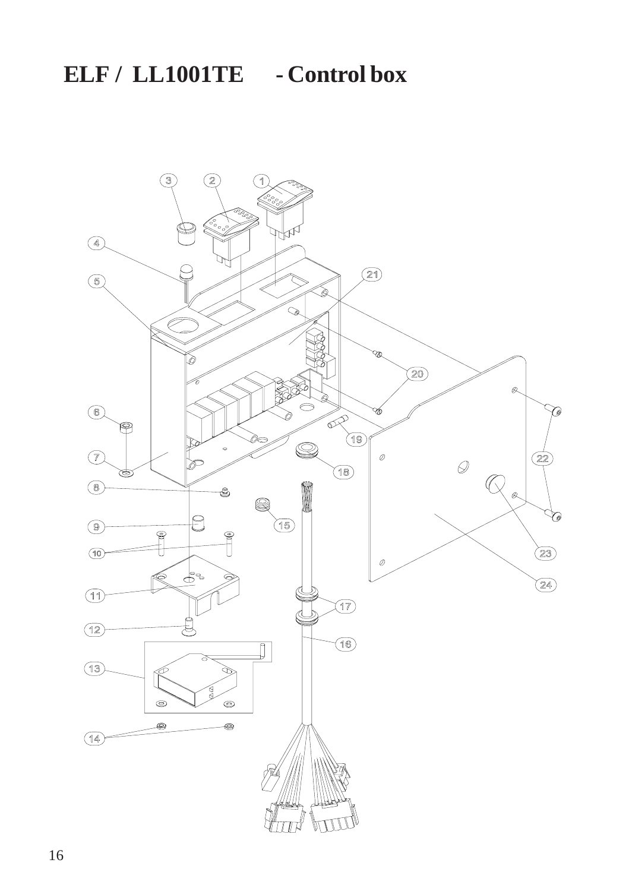# ELF / LL1001TE - Control box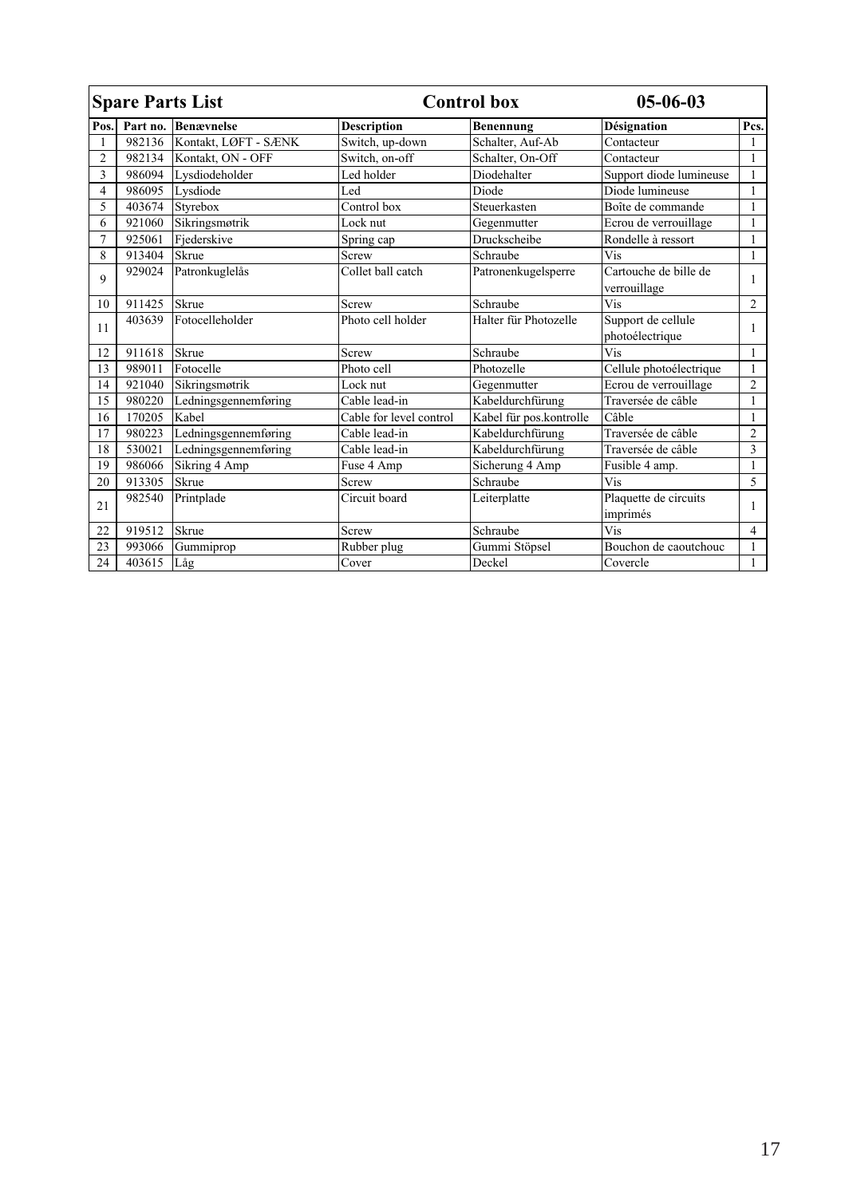| Spare Parts List | | | Control box | | 05-06-03 | |
|---|---|---|---|---|---|---|
| **Pos.** | **Part no.** | **Benævnelse** | **Description** | **Benennung** | **Désignation** | **Pcs.** |
| 1 | 982136 | Kontakt, LØFT - SÆNK | Switch, up-down | Schalter, Auf-Ab | Contacteur | 1 |
| 2 | 982134 | Kontakt, ON - OFF | Switch, on-off | Schalter, On-Off | Contacteur | 1 |
| 3 | 986094 | Lysdiodeholder | Led holder | Diodehalter | Support diode lumineuse | 1 |
| 4 | 986095 | Lysdiode | Led | Diode | Diode lumineuse | 1 |
| 5 | 403674 | Styrebox | Control box | Steuerkasten | Boîte de commande | 1 |
| 6 | 921060 | Sikringsmøtrik | Lock nut | Gegenmutter | Ecrou de verrouillage | 1 |
| 7 | 925061 | Fjederskive | Spring cap | Druckscheibe | Rondelle à ressort | 1 |
| 8 | 913404 | Skrue | Screw | Schraube | Vis | 1 |
| 9 | 929024 | Patronkuglelås | Collet ball catch | Patronenkugelsperre | Cartouche de bille de verrouillage | 1 |
| 10 | 911425 | Skrue | Screw | Schraube | Vis | 2 |
| 11 | 403639 | Fotocelleholder | Photo cell holder | Halter für Photozelle | Support de cellule photoélectrique | 1 |
| 12 | 911618 | Skrue | Screw | Schraube | Vis | 1 |
| 13 | 989011 | Fotocelle | Photo cell | Photozelle | Cellule photoélectrique | 1 |
| 14 | 921040 | Sikringsmøtrik | Lock nut | Gegenmutter | Ecrou de verrouillage | 2 |
| 15 | 980220 | Ledningsgennemføring | Cable lead-in | Kabeldurchfürung | Traversée de câble | 1 |
| 16 | 170205 | Kabel | Cable for level control | Kabel für pos.kontrolle | Câble | 1 |
| 17 | 980223 | Ledningsgennemføring | Cable lead-in | Kabeldurchfürung | Traversée de câble | 2 |
| 18 | 530021 | Ledningsgennemføring | Cable lead-in | Kabeldurchfürung | Traversée de câble | 3 |
| 19 | 986066 | Sikring 4 Amp | Fuse 4 Amp | Sicherung 4 Amp | Fusible 4 amp. | 1 |
| 20 | 913305 | Skrue | Screw | Schraube | Vis | 5 |
| 21 | 982540 | Printplade | Circuit board | Leiterplatte | Plaquette de circuits imprimés | 1 |
| 22 | 919512 | Skrue | Screw | Schraube | Vis | 4 |
| 23 | 993066 | Gummiprop | Rubber plug | Gummi Stöpsel | Bouchon de caoutchouc | 1 |
| 24 | 403615 | Låg | Cover | Deckel | Covercle | 1 |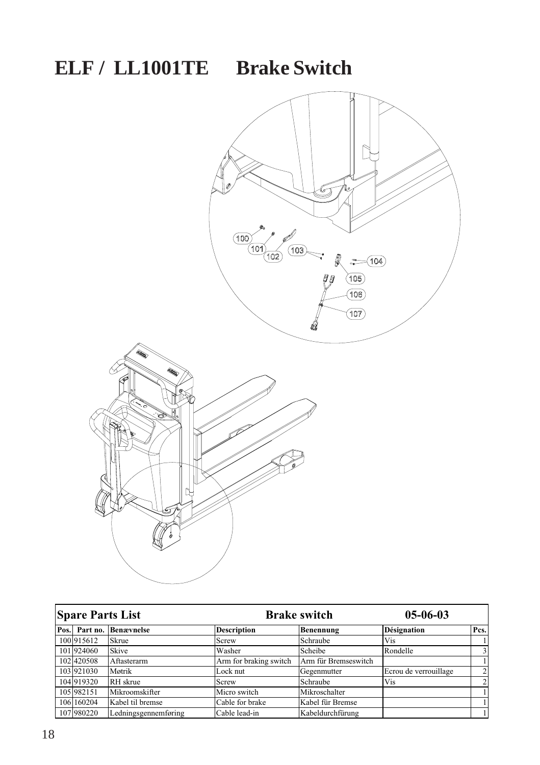# ELF / LL1001TE Brake Switch

100
101
102
103
104
105
106
107

| Spare Parts List | | | Brake switch | | 05-06-03 | |
|---|---|---|---|---|---|---|
| **Pos.** | **Part no.** | **Benævnelse** | **Description** | **Benennung** | **Désignation** | **Pcs.** |
| 100 | 915612 | Skrue | Screw | Schraube | Vis | 1 |
| 101 | 924060 | Skive | Washer | Scheibe | Rondelle | 3 |
| 102 | 420508 | Aftasterarm | Arm for braking switch | Arm für Bremseswitch | | 1 |
| 103 | 921030 | Møtrik | Lock nut | Gegenmutter | Ecrou de verrouillage | 2 |
| 104 | 919320 | RH skrue | Screw | Schraube | Vis | 2 |
| 105 | 982151 | Mikroomskifter | Micro switch | Mikroschalter | | 1 |
| 106 | 160204 | Kabel til bremse | Cable for brake | Kabel für Bremse | | 1 |
| 107 | 980220 | Ledningsgennemføring | Cable lead-in | Kabeldurchfürung | | 1 |